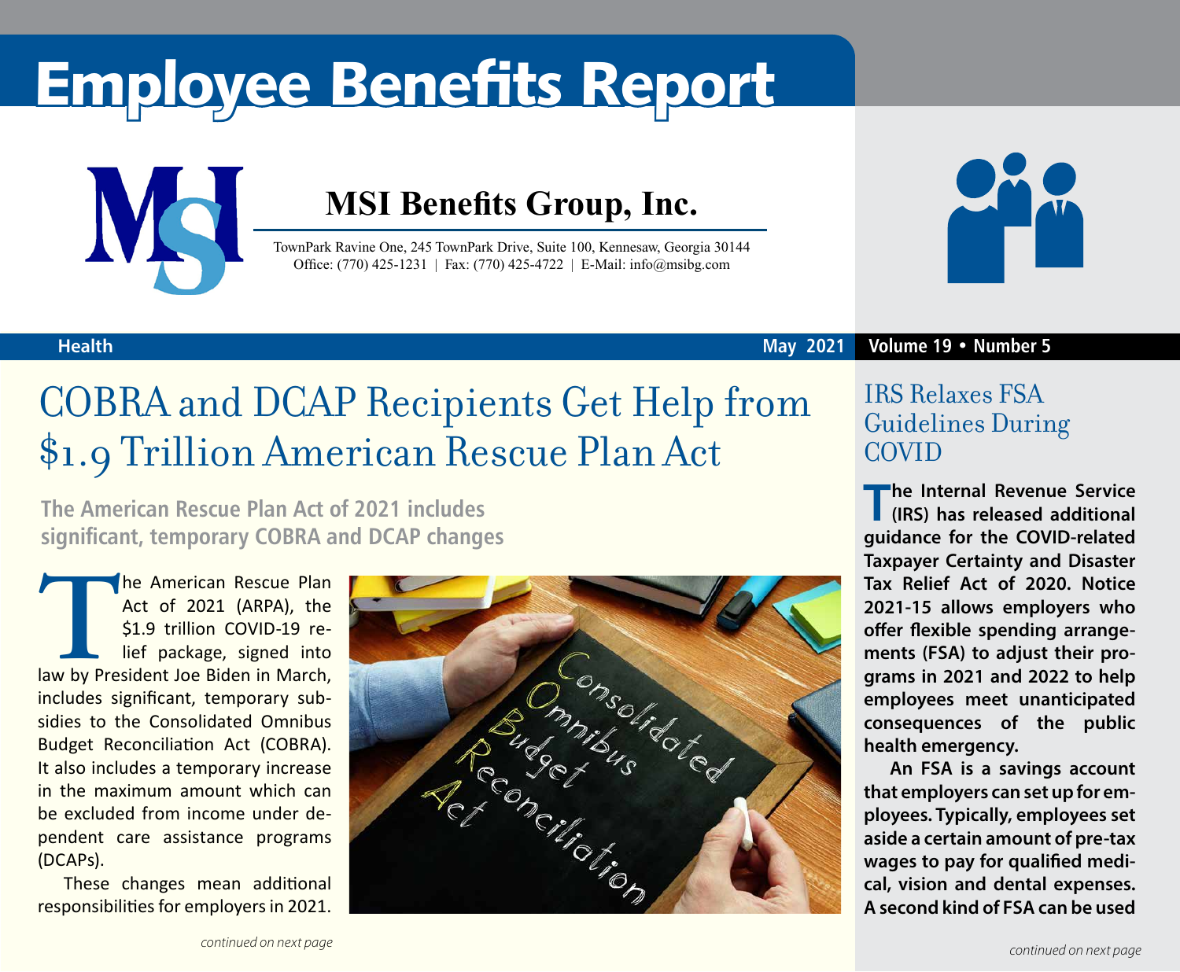# Employee Benefits Report

## MSI Benefits Group, Inc.

TownPark Ravine One, 245 TownPark Drive, Suite 100, Kennesaw, Georgia 30144
Office: (770) 425-1231 | Fax: (770) 425-4722 | E-Mail: info@msibg.com

Health — May 2021 — Volume 19 • Number 5

## COBRA and DCAP Recipients Get Help from $1.9 Trillion American Rescue Plan Act

**The American Rescue Plan Act of 2021 includes significant, temporary COBRA and DCAP changes**

The American Rescue Plan Act of 2021 (ARPA), the $1.9 trillion COVID-19 relief package, signed into law by President Joe Biden in March, includes significant, temporary subsidies to the Consolidated Omnibus Budget Reconciliation Act (COBRA). It also includes a temporary increase in the maximum amount which can be excluded from income under dependent care assistance programs (DCAPs).

These changes mean additional responsibilities for employers in 2021.

*continued on next page*

## IRS Relaxes FSA Guidelines During COVID

**The Internal Revenue Service (IRS) has released additional guidance for the COVID-related Taxpayer Certainty and Disaster Tax Relief Act of 2020. Notice 2021-15 allows employers who offer flexible spending arrangements (FSA) to adjust their programs in 2021 and 2022 to help employees meet unanticipated consequences of the public health emergency.**

**An FSA is a savings account that employers can set up for employees. Typically, employees set aside a certain amount of pre-tax wages to pay for qualified medical, vision and dental expenses. A second kind of FSA can be used**

*continued on next page*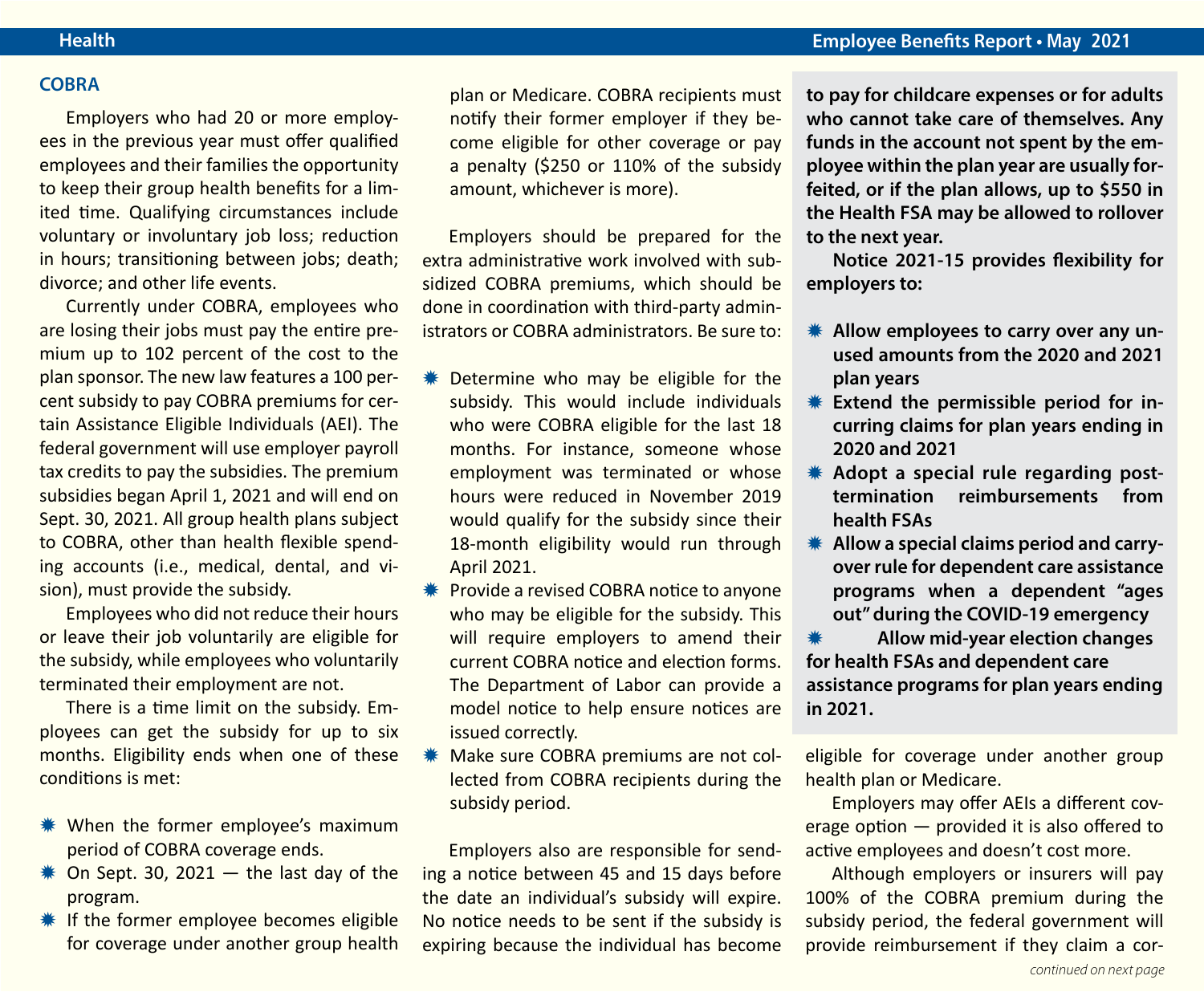## COBRA

Employers who had 20 or more employees in the previous year must offer qualified employees and their families the opportunity to keep their group health benefits for a limited time. Qualifying circumstances include voluntary or involuntary job loss; reduction in hours; transitioning between jobs; death; divorce; and other life events.

Currently under COBRA, employees who are losing their jobs must pay the entire premium up to 102 percent of the cost to the plan sponsor. The new law features a 100 percent subsidy to pay COBRA premiums for certain Assistance Eligible Individuals (AEI). The federal government will use employer payroll tax credits to pay the subsidies. The premium subsidies began April 1, 2021 and will end on Sept. 30, 2021. All group health plans subject to COBRA, other than health flexible spending accounts (i.e., medical, dental, and vision), must provide the subsidy.

Employees who did not reduce their hours or leave their job voluntarily are eligible for the subsidy, while employees who voluntarily terminated their employment are not.

There is a time limit on the subsidy. Employees can get the subsidy for up to six months. Eligibility ends when one of these conditions is met:

- When the former employee's maximum period of COBRA coverage ends.
- On Sept. 30, 2021 — the last day of the program.
- If the former employee becomes eligible for coverage under another group health plan or Medicare. COBRA recipients must notify their former employer if they become eligible for other coverage or pay a penalty ($250 or 110% of the subsidy amount, whichever is more).

Employers should be prepared for the extra administrative work involved with subsidized COBRA premiums, which should be done in coordination with third-party administrators or COBRA administrators. Be sure to:

- Determine who may be eligible for the subsidy. This would include individuals who were COBRA eligible for the last 18 months. For instance, someone whose employment was terminated or whose hours were reduced in November 2019 would qualify for the subsidy since their 18-month eligibility would run through April 2021.
- Provide a revised COBRA notice to anyone who may be eligible for the subsidy. This will require employers to amend their current COBRA notice and election forms. The Department of Labor can provide a model notice to help ensure notices are issued correctly.
- Make sure COBRA premiums are not collected from COBRA recipients during the subsidy period.

Employers also are responsible for sending a notice between 45 and 15 days before the date an individual's subsidy will expire. No notice needs to be sent if the subsidy is expiring because the individual has become eligible for coverage under another group health plan or Medicare.

Employers may offer AEIs a different coverage option — provided it is also offered to active employees and doesn't cost more.

Although employers or insurers will pay 100% of the COBRA premium during the subsidy period, the federal government will provide reimbursement if they claim a cor-

*continued on next page*

**to pay for childcare expenses or for adults who cannot take care of themselves. Any funds in the account not spent by the employee within the plan year are usually forfeited, or if the plan allows, up to $550 in the Health FSA may be allowed to rollover to the next year.**

**Notice 2021-15 provides flexibility for employers to:**

- **Allow employees to carry over any unused amounts from the 2020 and 2021 plan years**
- **Extend the permissible period for incurring claims for plan years ending in 2020 and 2021**
- **Adopt a special rule regarding post-termination reimbursements from health FSAs**
- **Allow a special claims period and carryover rule for dependent care assistance programs when a dependent "ages out" during the COVID-19 emergency**
- **Allow mid-year election changes for health FSAs and dependent care assistance programs for plan years ending in 2021.**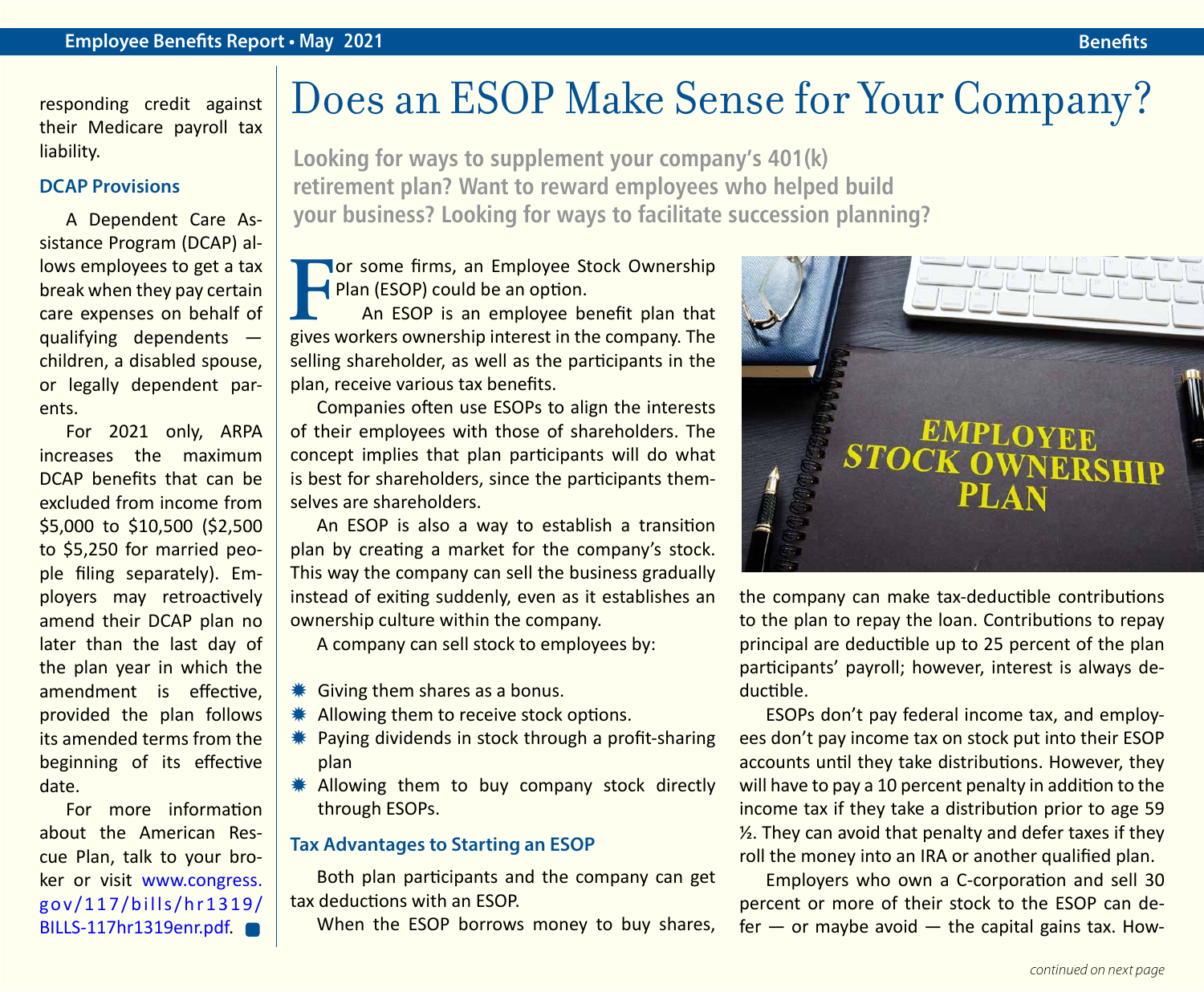responding credit against their Medicare payroll tax liability.

### DCAP Provisions

A Dependent Care Assistance Program (DCAP) allows employees to get a tax break when they pay certain care expenses on behalf of qualifying dependents — children, a disabled spouse, or legally dependent parents.

For 2021 only, ARPA increases the maximum DCAP benefits that can be excluded from income from $5,000 to $10,500 ($2,500 to $5,250 for married people filing separately). Employers may retroactively amend their DCAP plan no later than the last day of the plan year in which the amendment is effective, provided the plan follows its amended terms from the beginning of its effective date.

For more information about the American Rescue Plan, talk to your broker or visit www.congress.gov/117/bills/hr1319/BILLS-117hr1319enr.pdf.

# Does an ESOP Make Sense for Your Company?

**Looking for ways to supplement your company's 401(k) retirement plan? Want to reward employees who helped build your business? Looking for ways to facilitate succession planning?**

For some firms, an Employee Stock Ownership Plan (ESOP) could be an option.

An ESOP is an employee benefit plan that gives workers ownership interest in the company. The selling shareholder, as well as the participants in the plan, receive various tax benefits.

Companies often use ESOPs to align the interests of their employees with those of shareholders. The concept implies that plan participants will do what is best for shareholders, since the participants themselves are shareholders.

An ESOP is also a way to establish a transition plan by creating a market for the company's stock. This way the company can sell the business gradually instead of exiting suddenly, even as it establishes an ownership culture within the company.

A company can sell stock to employees by:

- Giving them shares as a bonus.
- Allowing them to receive stock options.
- Paying dividends in stock through a profit-sharing plan
- Allowing them to buy company stock directly through ESOPs.

### Tax Advantages to Starting an ESOP

Both plan participants and the company can get tax deductions with an ESOP.

When the ESOP borrows money to buy shares, the company can make tax-deductible contributions to the plan to repay the loan. Contributions to repay principal are deductible up to 25 percent of the plan participants' payroll; however, interest is always deductible.

ESOPs don't pay federal income tax, and employees don't pay income tax on stock put into their ESOP accounts until they take distributions. However, they will have to pay a 10 percent penalty in addition to the income tax if they take a distribution prior to age 59 ½. They can avoid that penalty and defer taxes if they roll the money into an IRA or another qualified plan.

Employers who own a C-corporation and sell 30 percent or more of their stock to the ESOP can defer — or maybe avoid — the capital gains tax. How-

*continued on next page*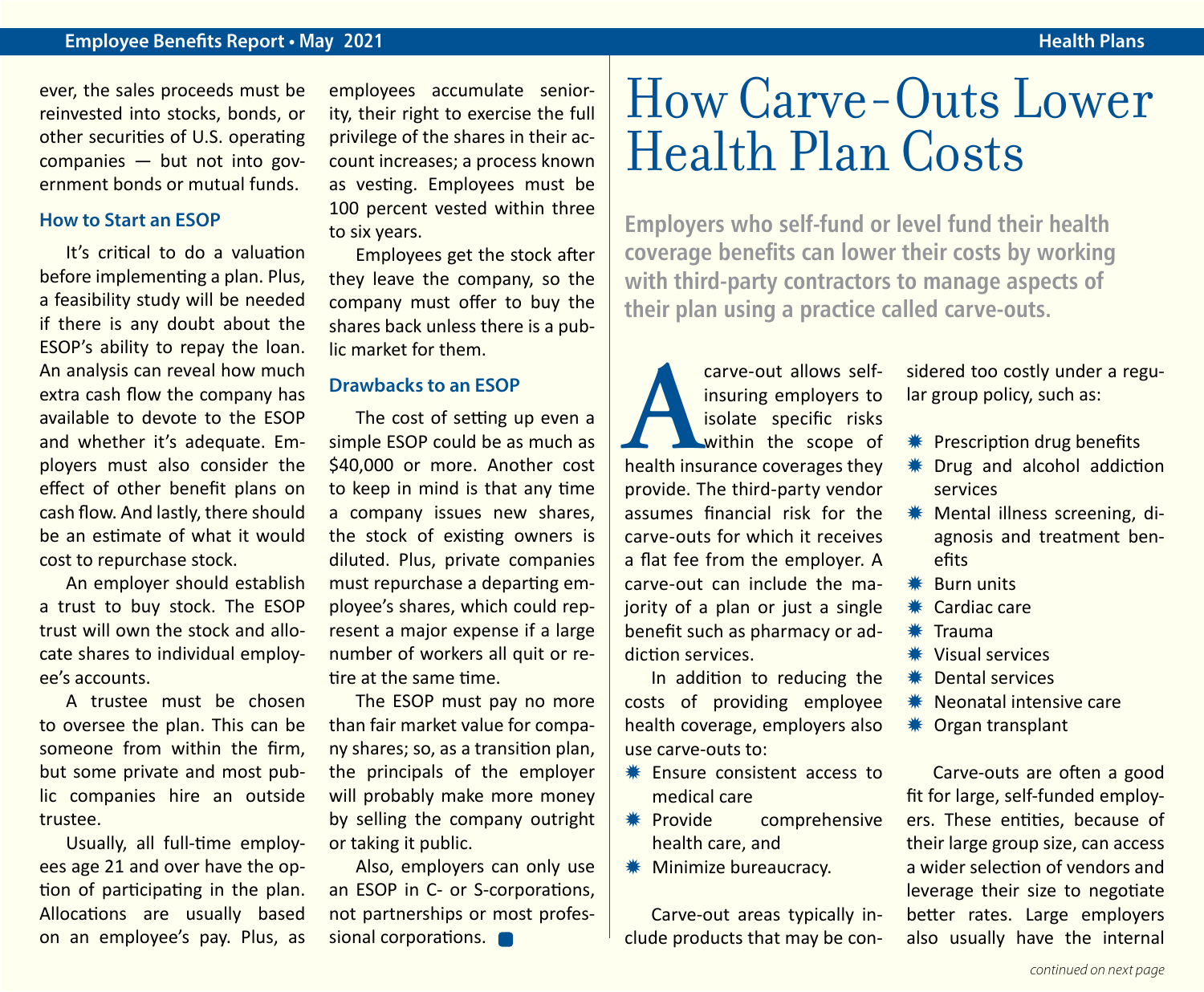ever, the sales proceeds must be reinvested into stocks, bonds, or other securities of U.S. operating companies — but not into government bonds or mutual funds.

### How to Start an ESOP

It's critical to do a valuation before implementing a plan. Plus, a feasibility study will be needed if there is any doubt about the ESOP's ability to repay the loan. An analysis can reveal how much extra cash flow the company has available to devote to the ESOP and whether it's adequate. Employers must also consider the effect of other benefit plans on cash flow. And lastly, there should be an estimate of what it would cost to repurchase stock.

An employer should establish a trust to buy stock. The ESOP trust will own the stock and allocate shares to individual employee's accounts.

A trustee must be chosen to oversee the plan. This can be someone from within the firm, but some private and most public companies hire an outside trustee.

Usually, all full-time employees age 21 and over have the option of participating in the plan. Allocations are usually based on an employee's pay. Plus, as employees accumulate seniority, their right to exercise the full privilege of the shares in their account increases; a process known as vesting. Employees must be 100 percent vested within three to six years.

Employees get the stock after they leave the company, so the company must offer to buy the shares back unless there is a public market for them.

### Drawbacks to an ESOP

The cost of setting up even a simple ESOP could be as much as $40,000 or more. Another cost to keep in mind is that any time a company issues new shares, the stock of existing owners is diluted. Plus, private companies must repurchase a departing employee's shares, which could represent a major expense if a large number of workers all quit or retire at the same time.

The ESOP must pay no more than fair market value for company shares; so, as a transition plan, the principals of the employer will probably make more money by selling the company outright or taking it public.

Also, employers can only use an ESOP in C- or S-corporations, not partnerships or most professional corporations.

# How Carve-Outs Lower Health Plan Costs

**Employers who self-fund or level fund their health coverage benefits can lower their costs by working with third-party contractors to manage aspects of their plan using a practice called carve-outs.**

A carve-out allows self-insuring employers to isolate specific risks within the scope of health insurance coverages they provide. The third-party vendor assumes financial risk for the carve-outs for which it receives a flat fee from the employer. A carve-out can include the majority of a plan or just a single benefit such as pharmacy or addiction services.

In addition to reducing the costs of providing employee health coverage, employers also use carve-outs to:

- Ensure consistent access to medical care
- Provide comprehensive health care, and
- Minimize bureaucracy.

Carve-out areas typically include products that may be considered too costly under a regular group policy, such as:

- Prescription drug benefits
- Drug and alcohol addiction services
- Mental illness screening, diagnosis and treatment benefits
- Burn units
- Cardiac care
- Trauma
- Visual services
- Dental services
- Neonatal intensive care
- Organ transplant

Carve-outs are often a good fit for large, self-funded employers. These entities, because of their large group size, can access a wider selection of vendors and leverage their size to negotiate better rates. Large employers also usually have the internal

*continued on next page*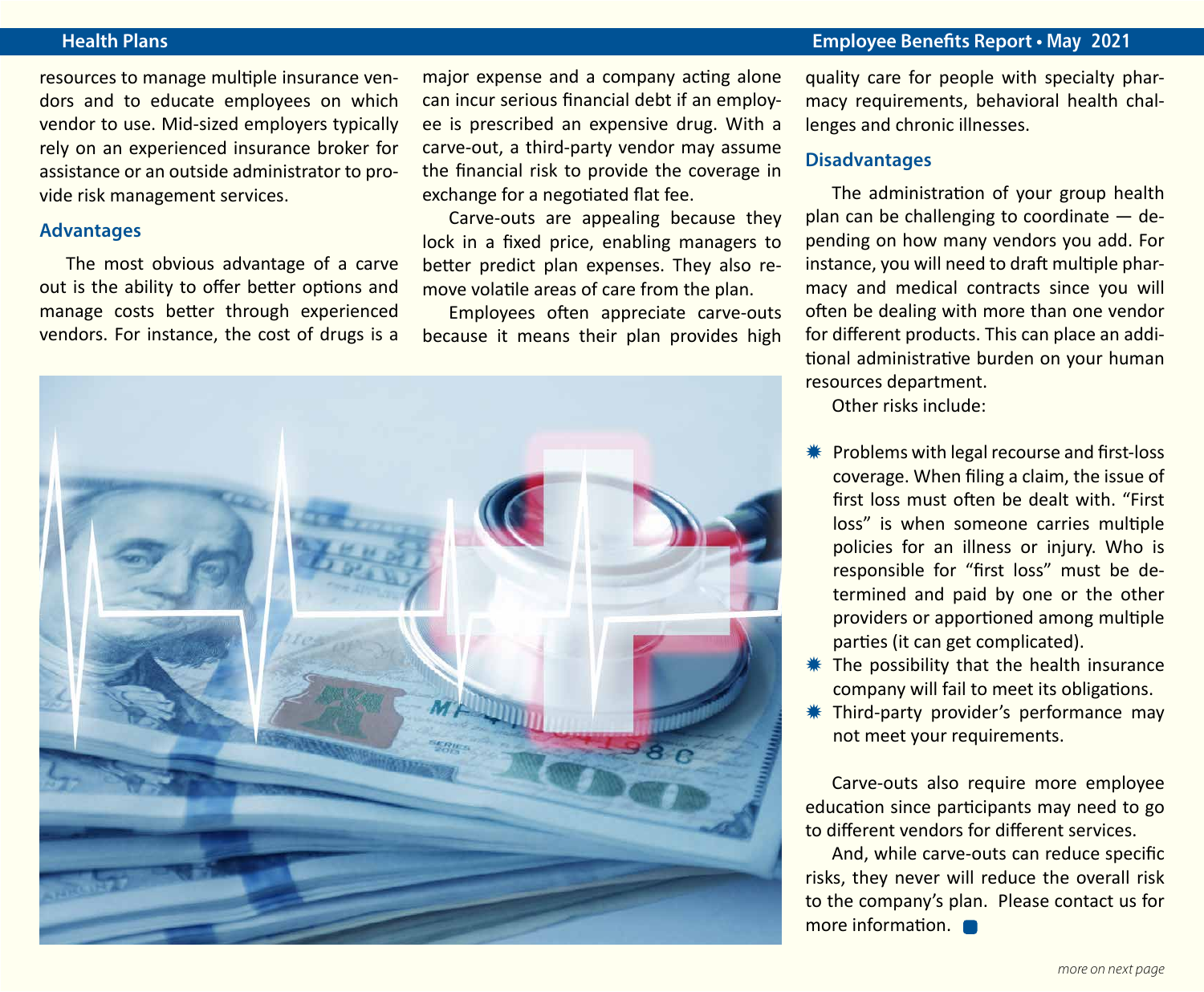resources to manage multiple insurance vendors and to educate employees on which vendor to use. Mid-sized employers typically rely on an experienced insurance broker for assistance or an outside administrator to provide risk management services.

### Advantages

The most obvious advantage of a carve out is the ability to offer better options and manage costs better through experienced vendors. For instance, the cost of drugs is a major expense and a company acting alone can incur serious financial debt if an employee is prescribed an expensive drug. With a carve-out, a third-party vendor may assume the financial risk to provide the coverage in exchange for a negotiated flat fee.

Carve-outs are appealing because they lock in a fixed price, enabling managers to better predict plan expenses. They also remove volatile areas of care from the plan.

Employees often appreciate carve-outs because it means their plan provides high quality care for people with specialty pharmacy requirements, behavioral health challenges and chronic illnesses.

### Disadvantages

The administration of your group health plan can be challenging to coordinate — depending on how many vendors you add. For instance, you will need to draft multiple pharmacy and medical contracts since you will often be dealing with more than one vendor for different products. This can place an additional administrative burden on your human resources department.

Other risks include:

- Problems with legal recourse and first-loss coverage. When filing a claim, the issue of first loss must often be dealt with. "First loss" is when someone carries multiple policies for an illness or injury. Who is responsible for "first loss" must be determined and paid by one or the other providers or apportioned among multiple parties (it can get complicated).
- The possibility that the health insurance company will fail to meet its obligations.
- Third-party provider's performance may not meet your requirements.

Carve-outs also require more employee education since participants may need to go to different vendors for different services.

And, while carve-outs can reduce specific risks, they never will reduce the overall risk to the company's plan. Please contact us for more information.

*more on next page*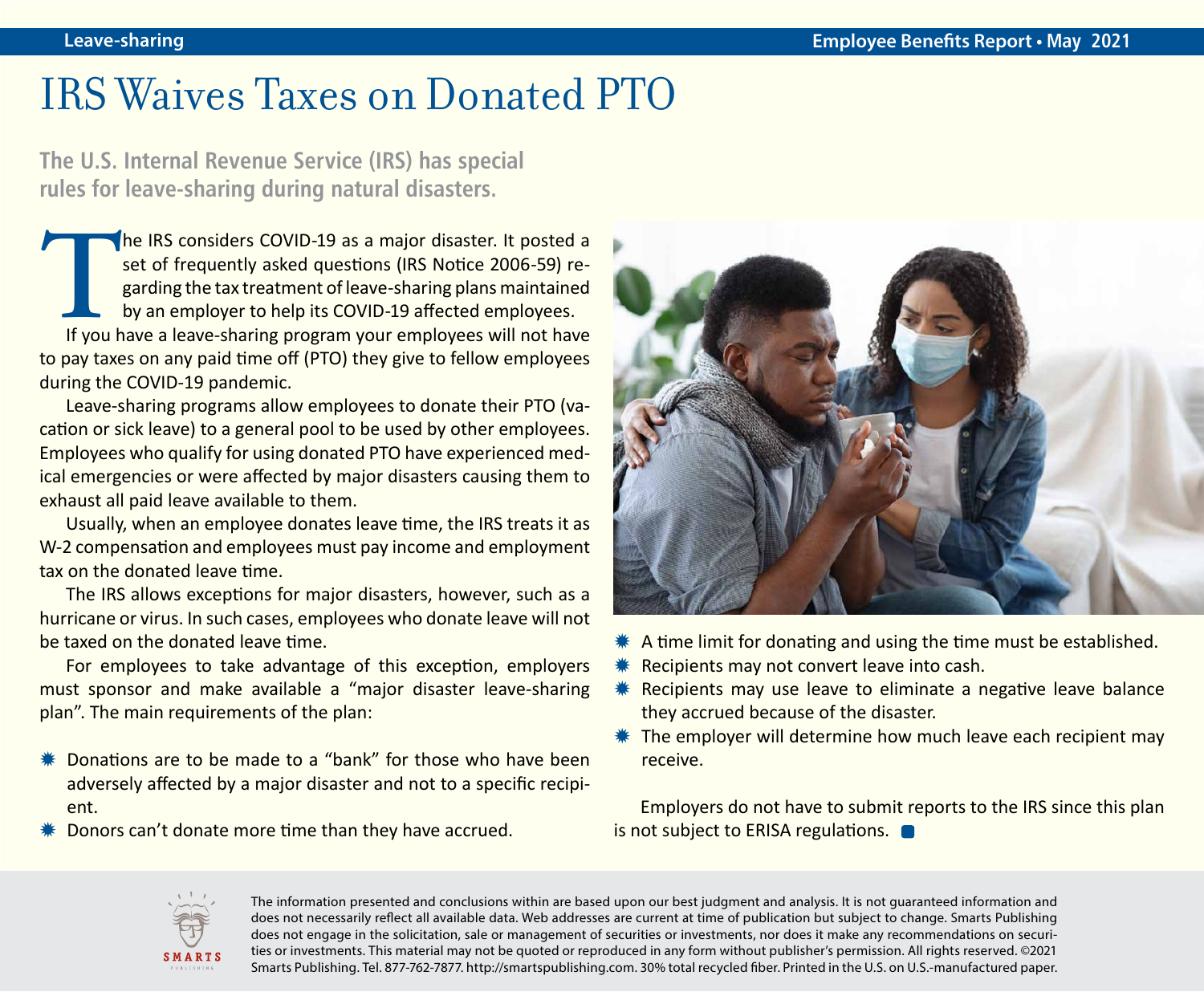# IRS Waives Taxes on Donated PTO

**The U.S. Internal Revenue Service (IRS) has special rules for leave-sharing during natural disasters.**

The IRS considers COVID-19 as a major disaster. It posted a set of frequently asked questions (IRS Notice 2006-59) regarding the tax treatment of leave-sharing plans maintained by an employer to help its COVID-19 affected employees.

If you have a leave-sharing program your employees will not have to pay taxes on any paid time off (PTO) they give to fellow employees during the COVID-19 pandemic.

Leave-sharing programs allow employees to donate their PTO (vacation or sick leave) to a general pool to be used by other employees. Employees who qualify for using donated PTO have experienced medical emergencies or were affected by major disasters causing them to exhaust all paid leave available to them.

Usually, when an employee donates leave time, the IRS treats it as W-2 compensation and employees must pay income and employment tax on the donated leave time.

The IRS allows exceptions for major disasters, however, such as a hurricane or virus. In such cases, employees who donate leave will not be taxed on the donated leave time.

For employees to take advantage of this exception, employers must sponsor and make available a "major disaster leave-sharing plan". The main requirements of the plan:

- Donations are to be made to a "bank" for those who have been adversely affected by a major disaster and not to a specific recipient.
- Donors can't donate more time than they have accrued.
- A time limit for donating and using the time must be established.
- Recipients may not convert leave into cash.
- Recipients may use leave to eliminate a negative leave balance they accrued because of the disaster.
- The employer will determine how much leave each recipient may receive.

Employers do not have to submit reports to the IRS since this plan is not subject to ERISA regulations.

The information presented and conclusions within are based upon our best judgment and analysis. It is not guaranteed information and does not necessarily reflect all available data. Web addresses are current at time of publication but subject to change. Smarts Publishing does not engage in the solicitation, sale or management of securities or investments, nor does it make any recommendations on securities or investments. This material may not be quoted or reproduced in any form without publisher's permission. All rights reserved. ©2021 Smarts Publishing. Tel. 877-762-7877. http://smartspublishing.com. 30% total recycled fiber. Printed in the U.S. on U.S.-manufactured paper.